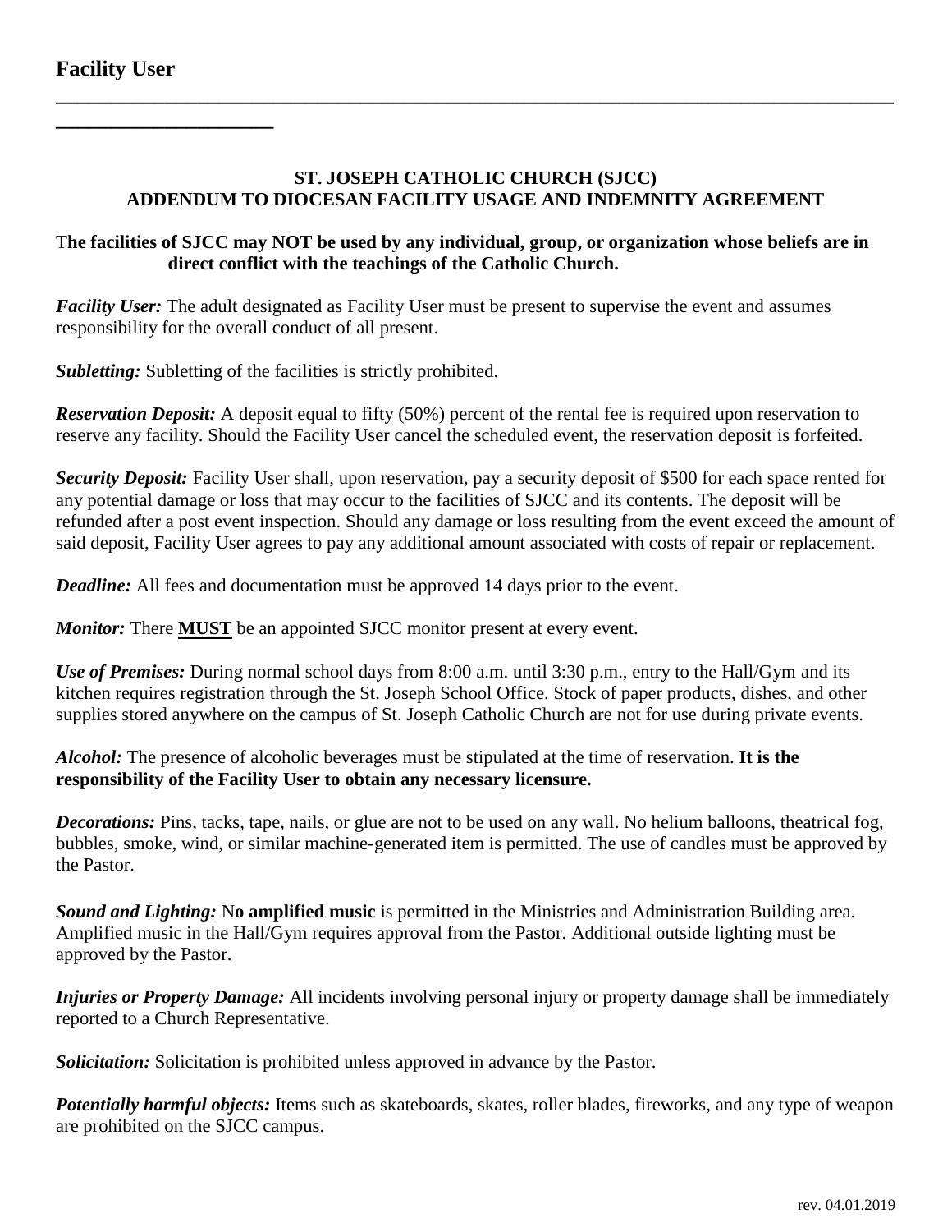**Facility User** ______________________________________________________________________________________

**ST. JOSEPH CATHOLIC CHURCH (SJCC)**
**ADDENDUM TO DIOCESAN FACILITY USAGE AND INDEMNITY AGREEMENT**

T**he facilities of SJCC may NOT be used by any individual, group, or organization whose beliefs are in direct conflict with the teachings of the Catholic Church.**

***Facility User:*** The adult designated as Facility User must be present to supervise the event and assumes responsibility for the overall conduct of all present.

***Subletting:*** Subletting of the facilities is strictly prohibited.

***Reservation Deposit:*** A deposit equal to fifty (50%) percent of the rental fee is required upon reservation to reserve any facility. Should the Facility User cancel the scheduled event, the reservation deposit is forfeited.

***Security Deposit:*** Facility User shall, upon reservation, pay a security deposit of $500 for each space rented for any potential damage or loss that may occur to the facilities of SJCC and its contents. The deposit will be refunded after a post event inspection. Should any damage or loss resulting from the event exceed the amount of said deposit, Facility User agrees to pay any additional amount associated with costs of repair or replacement.

***Deadline:*** All fees and documentation must be approved 14 days prior to the event.

***Monitor:*** There **MUST** be an appointed SJCC monitor present at every event.

***Use of Premises:*** During normal school days from 8:00 a.m. until 3:30 p.m., entry to the Hall/Gym and its kitchen requires registration through the St. Joseph School Office. Stock of paper products, dishes, and other supplies stored anywhere on the campus of St. Joseph Catholic Church are not for use during private events.

***Alcohol:*** The presence of alcoholic beverages must be stipulated at the time of reservation. **It is the responsibility of the Facility User to obtain any necessary licensure.**

***Decorations:*** Pins, tacks, tape, nails, or glue are not to be used on any wall. No helium balloons, theatrical fog, bubbles, smoke, wind, or similar machine-generated item is permitted. The use of candles must be approved by the Pastor.

***Sound and Lighting:*** N**o amplified music** is permitted in the Ministries and Administration Building area. Amplified music in the Hall/Gym requires approval from the Pastor. Additional outside lighting must be approved by the Pastor.

***Injuries or Property Damage:*** All incidents involving personal injury or property damage shall be immediately reported to a Church Representative.

***Solicitation:*** Solicitation is prohibited unless approved in advance by the Pastor.

***Potentially harmful objects:*** Items such as skateboards, skates, roller blades, fireworks, and any type of weapon are prohibited on the SJCC campus.

rev. 04.01.2019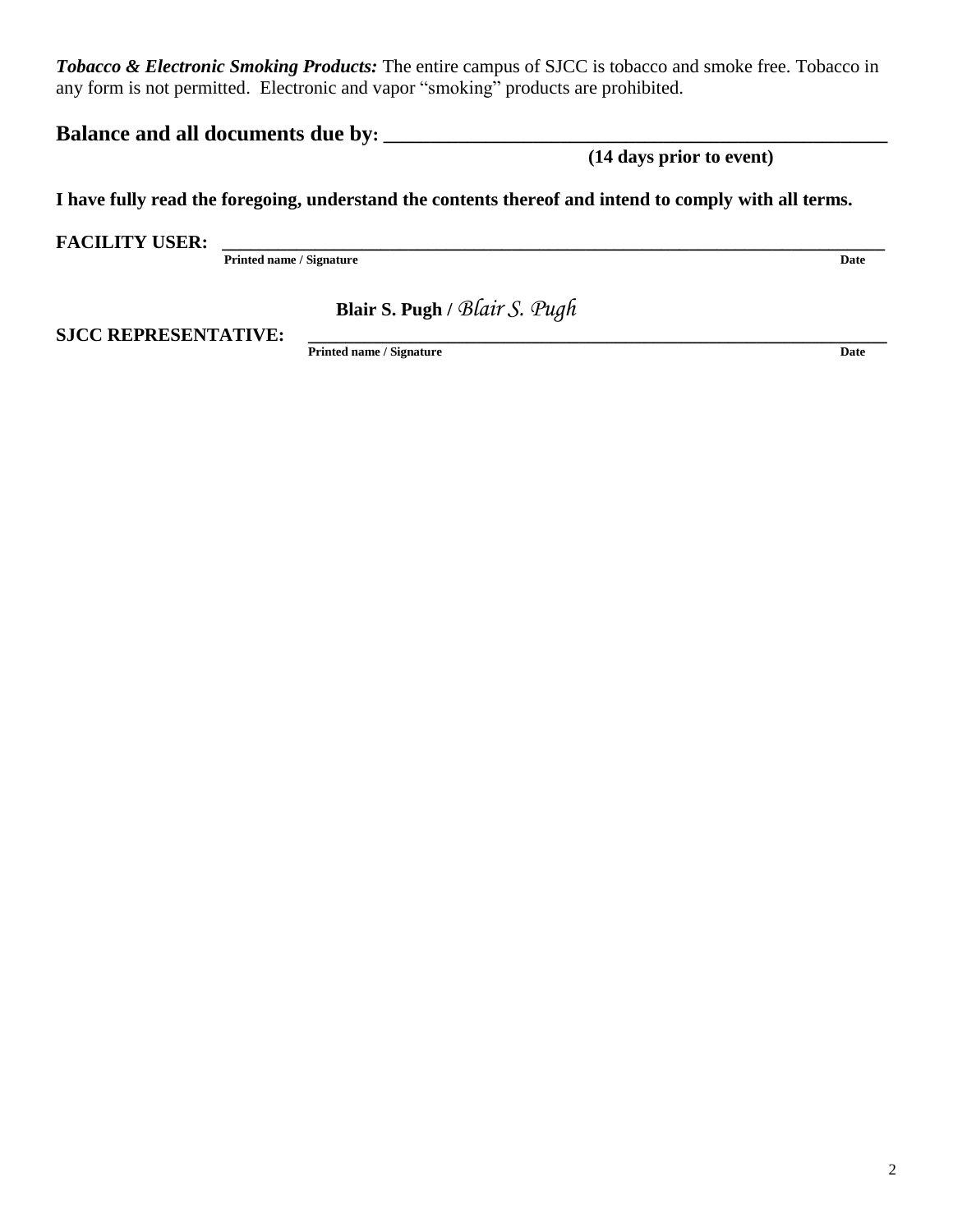***Tobacco & Electronic Smoking Products:*** The entire campus of SJCC is tobacco and smoke free. Tobacco in any form is not permitted. Electronic and vapor "smoking" products are prohibited.

**Balance and all documents due by: ________________________________________________**

**(14 days prior to event)**

**I have fully read the foregoing, understand the contents thereof and intend to comply with all terms.**

**FACILITY USER:** ______________________________________________________________________

**Printed name / Signature** **Date**

**Blair S. Pugh /** *Blair S. Pugh*

**SJCC REPRESENTATIVE:** ______________________________________________________________

**Printed name / Signature** **Date**